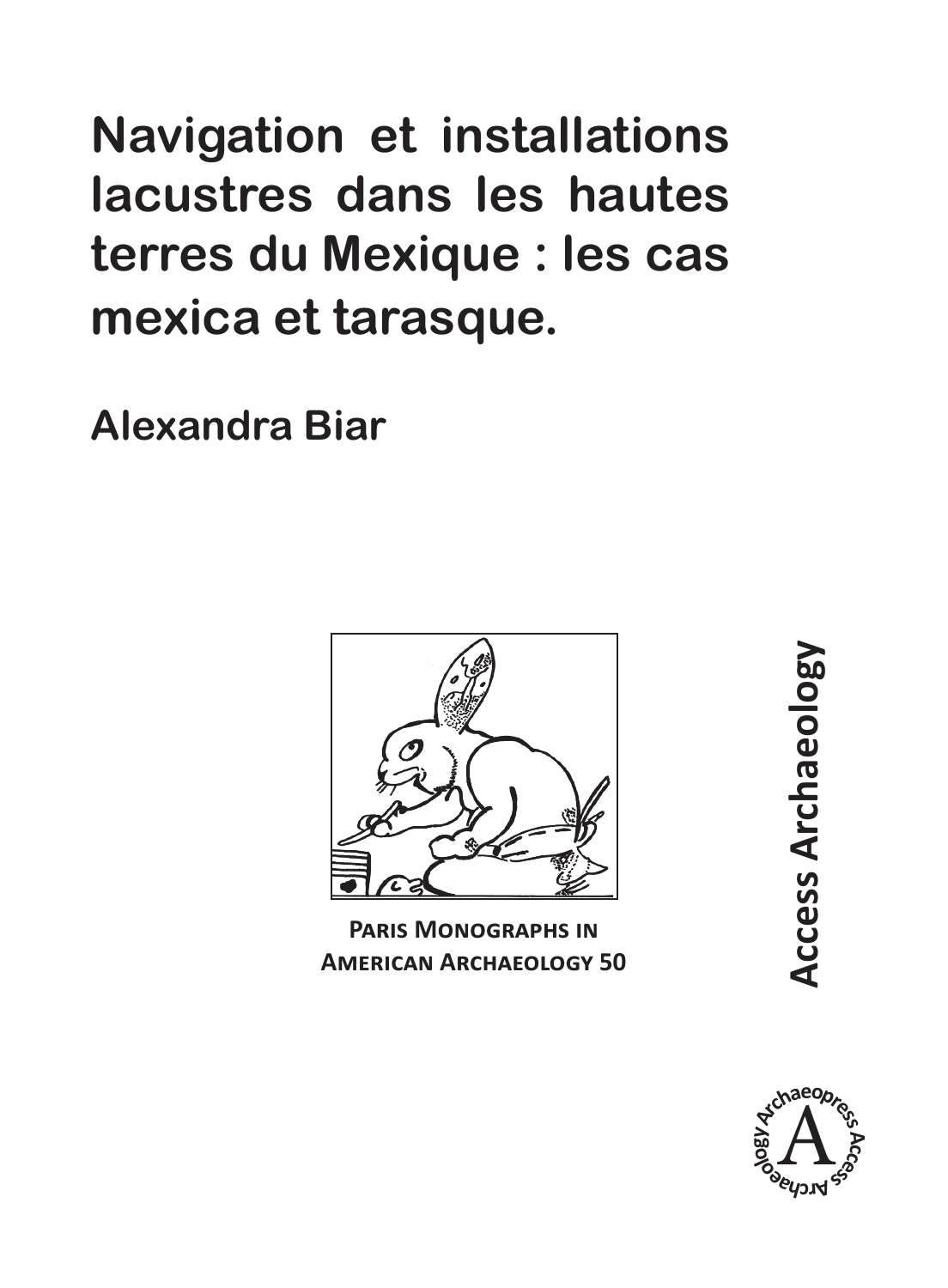# Navigation et installations lacustres dans les hautes terres du Mexique : les cas mexica et tarasque.

## Alexandra Biar

**Paris Monographs in American Archaeology 50**

**Access Archaeology**

Archaeopress Access Archaeology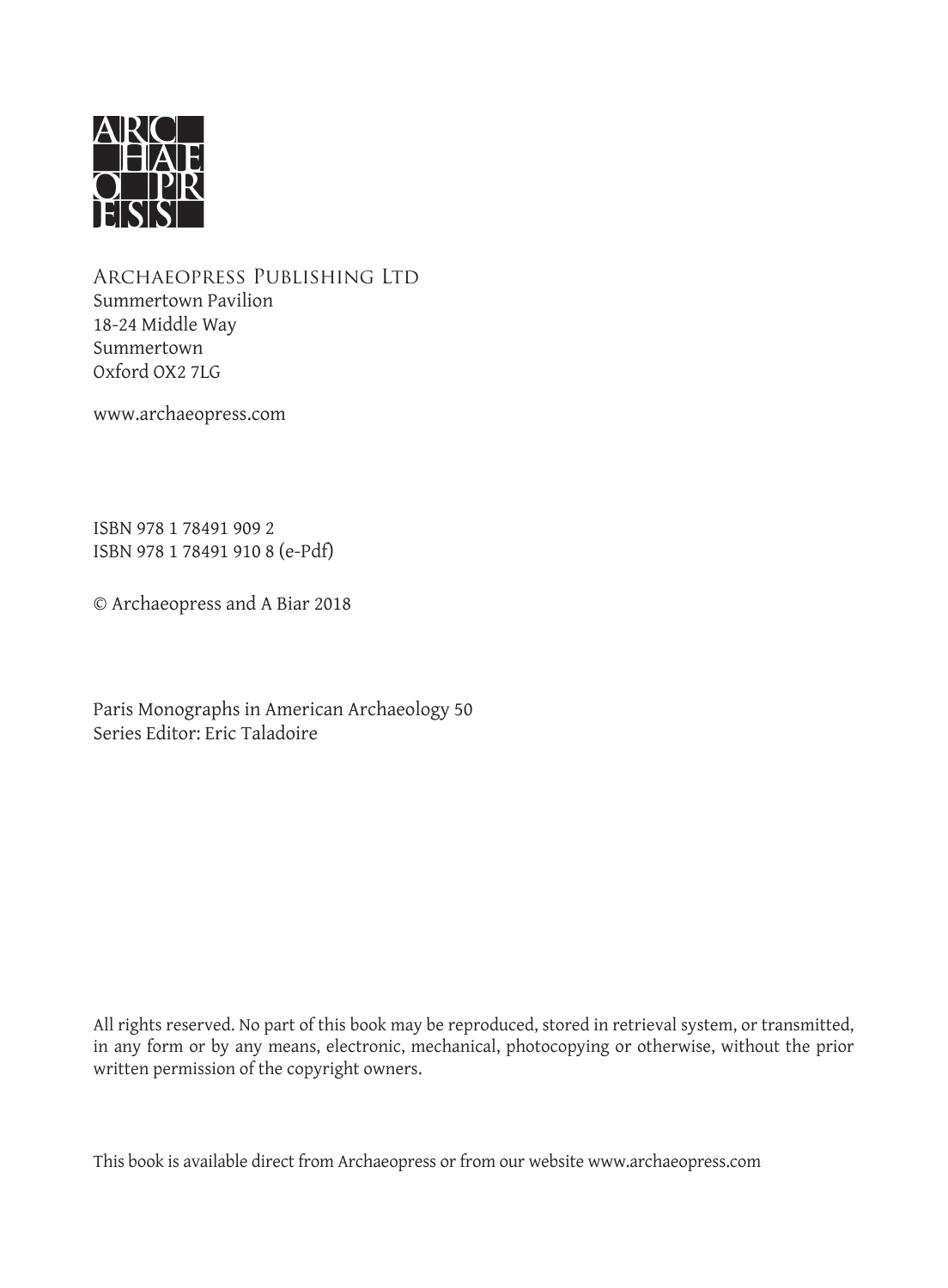ARC
HAE
O PR
ESS

Archaeopress Publishing Ltd
Summertown Pavilion
18-24 Middle Way
Summertown
Oxford OX2 7LG

www.archaeopress.com

ISBN 978 1 78491 909 2
ISBN 978 1 78491 910 8 (e-Pdf)

© Archaeopress and A Biar 2018

Paris Monographs in American Archaeology 50
Series Editor: Eric Taladoire

All rights reserved. No part of this book may be reproduced, stored in retrieval system, or transmitted, in any form or by any means, electronic, mechanical, photocopying or otherwise, without the prior written permission of the copyright owners.

This book is available direct from Archaeopress or from our website www.archaeopress.com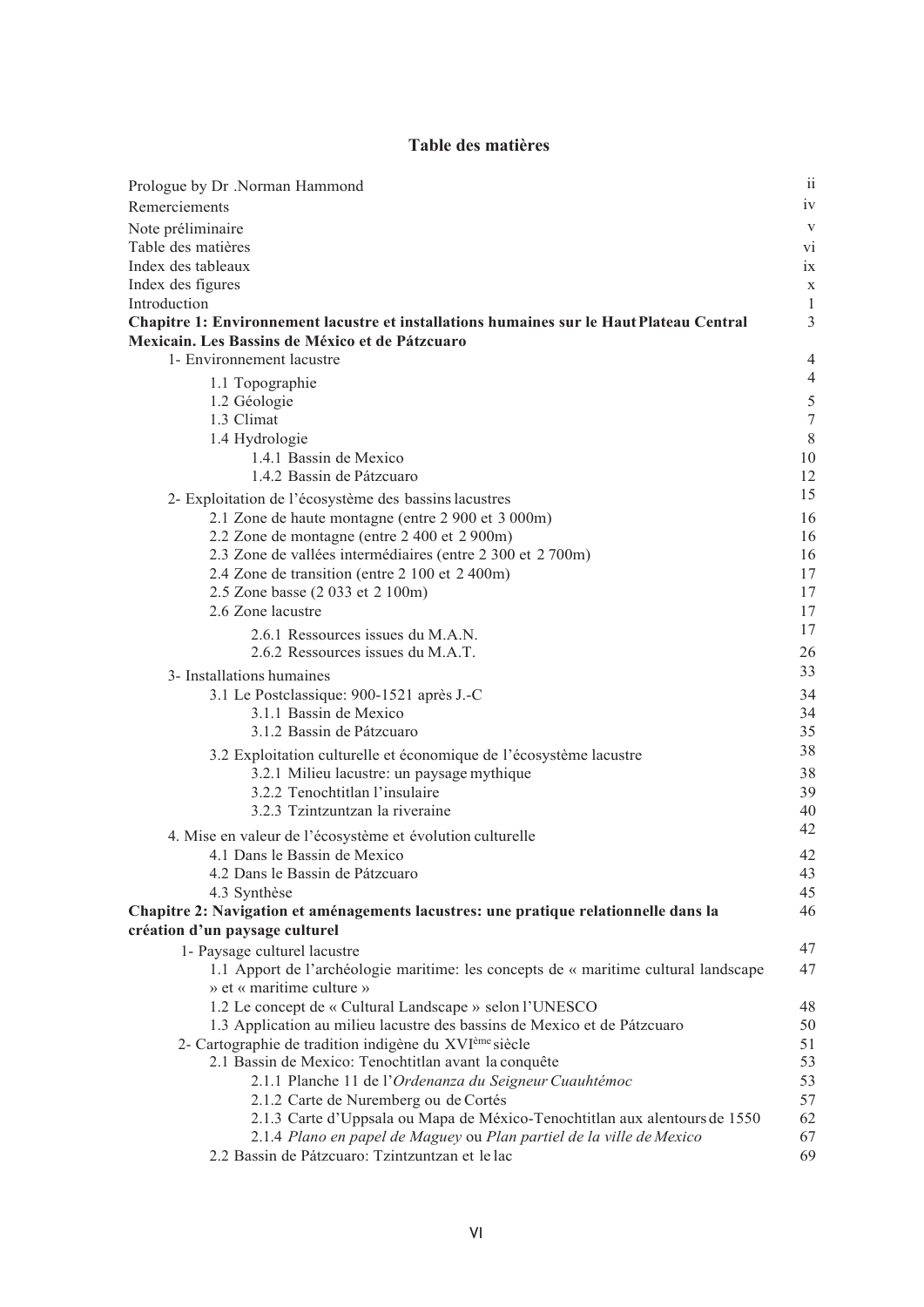## Table des matières

| | |
|---|---|
| Prologue by Dr .Norman Hammond | ii |
| Remerciements | iv |
| Note préliminaire | v |
| Table des matières | vi |
| Index des tableaux | ix |
| Index des figures | x |
| Introduction | 1 |
| **Chapitre 1: Environnement lacustre et installations humaines sur le Haut Plateau Central Mexicain. Les Bassins de México et de Pátzcuaro** | 3 |
| 1- Environnement lacustre | 4 |
| 1.1 Topographie | 4 |
| 1.2 Géologie | 5 |
| 1.3 Climat | 7 |
| 1.4 Hydrologie | 8 |
| 1.4.1 Bassin de Mexico | 10 |
| 1.4.2 Bassin de Pátzcuaro | 12 |
| 2- Exploitation de l'écosystème des bassins lacustres | 15 |
| 2.1 Zone de haute montagne (entre 2 900 et 3 000m) | 16 |
| 2.2 Zone de montagne (entre 2 400 et 2 900m) | 16 |
| 2.3 Zone de vallées intermédiaires (entre 2 300 et 2 700m) | 16 |
| 2.4 Zone de transition (entre 2 100 et 2 400m) | 17 |
| 2.5 Zone basse (2 033 et 2 100m) | 17 |
| 2.6 Zone lacustre | 17 |
| 2.6.1 Ressources issues du M.A.N. | 17 |
| 2.6.2 Ressources issues du M.A.T. | 26 |
| 3- Installations humaines | 33 |
| 3.1 Le Postclassique: 900-1521 après J.-C | 34 |
| 3.1.1 Bassin de Mexico | 34 |
| 3.1.2 Bassin de Pátzcuaro | 35 |
| 3.2 Exploitation culturelle et économique de l'écosystème lacustre | 38 |
| 3.2.1 Milieu lacustre: un paysage mythique | 38 |
| 3.2.2 Tenochtitlan l'insulaire | 39 |
| 3.2.3 Tzintzuntzan la riveraine | 40 |
| 4. Mise en valeur de l'écosystème et évolution culturelle | 42 |
| 4.1 Dans le Bassin de Mexico | 42 |
| 4.2 Dans le Bassin de Pátzcuaro | 43 |
| 4.3 Synthèse | 45 |
| **Chapitre 2: Navigation et aménagements lacustres: une pratique relationnelle dans la création d'un paysage culturel** | 46 |
| 1- Paysage culturel lacustre | 47 |
| 1.1 Apport de l'archéologie maritime: les concepts de « maritime cultural landscape » et « maritime culture » | 47 |
| 1.2 Le concept de « Cultural Landscape » selon l'UNESCO | 48 |
| 1.3 Application au milieu lacustre des bassins de Mexico et de Pátzcuaro | 50 |
| 2- Cartographie de tradition indigène du XVIème siècle | 51 |
| 2.1 Bassin de Mexico: Tenochtitlan avant la conquête | 53 |
| 2.1.1 Planche 11 de l'*Ordenanza du Seigneur Cuauhtémoc* | 53 |
| 2.1.2 Carte de Nuremberg ou de Cortés | 57 |
| 2.1.3 Carte d'Uppsala ou Mapa de México-Tenochtitlan aux alentours de 1550 | 62 |
| 2.1.4 *Plano en papel de Maguey* ou *Plan partiel de la ville de Mexico* | 67 |
| 2.2 Bassin de Pátzcuaro: Tzintzuntzan et le lac | 69 |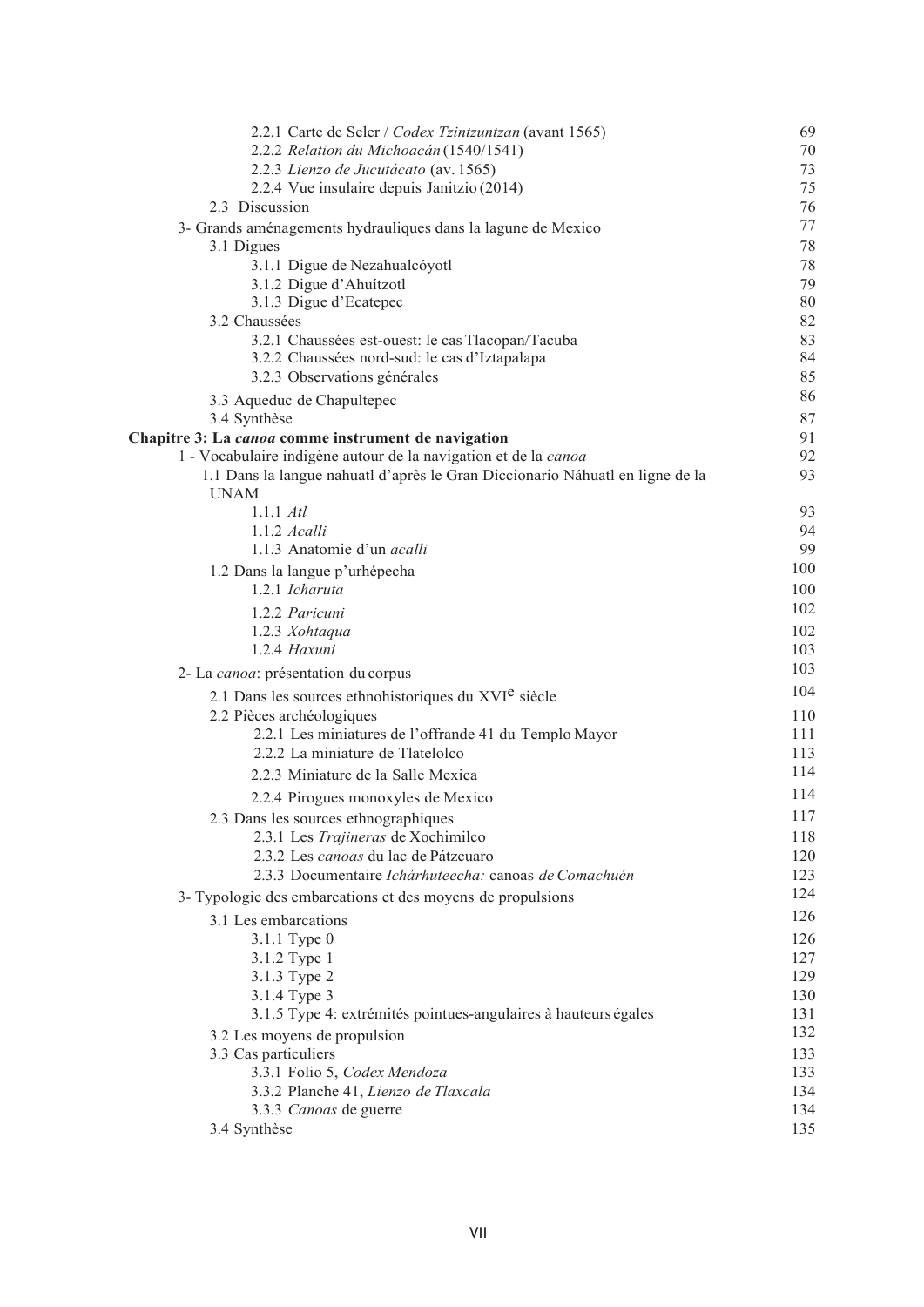| | |
|---|---|
| 2.2.1 Carte de Seler / *Codex Tzintzuntzan* (avant 1565) | 69 |
| 2.2.2 *Relation du Michoacán* (1540/1541) | 70 |
| 2.2.3 *Lienzo de Jucutácato* (av. 1565) | 73 |
| 2.2.4 Vue insulaire depuis Janitzio (2014) | 75 |
| 2.3 Discussion | 76 |
| 3- Grands aménagements hydrauliques dans la lagune de Mexico | 77 |
| 3.1 Digues | 78 |
| 3.1.1 Digue de Nezahualcóyotl | 78 |
| 3.1.2 Digue d'Ahuítzotl | 79 |
| 3.1.3 Digue d'Ecatepec | 80 |
| 3.2 Chaussées | 82 |
| 3.2.1 Chaussées est-ouest: le cas Tlacopan/Tacuba | 83 |
| 3.2.2 Chaussées nord-sud: le cas d'Iztapalapa | 84 |
| 3.2.3 Observations générales | 85 |
| 3.3 Aqueduc de Chapultepec | 86 |
| 3.4 Synthèse | 87 |
| **Chapitre 3: La *canoa* comme instrument de navigation** | 91 |
| 1 - Vocabulaire indigène autour de la navigation et de la *canoa* | 92 |
| 1.1 Dans la langue nahuatl d'après le Gran Diccionario Náhuatl en ligne de la UNAM | 93 |
| 1.1.1 *Atl* | 93 |
| 1.1.2 *Acalli* | 94 |
| 1.1.3 Anatomie d'un *acalli* | 99 |
| 1.2 Dans la langue p'urhépecha | 100 |
| 1.2.1 *Icharuta* | 100 |
| 1.2.2 *Paricuni* | 102 |
| 1.2.3 *Xohtaqua* | 102 |
| 1.2.4 *Haxuni* | 103 |
| 2- La *canoa*: présentation du corpus | 103 |
| 2.1 Dans les sources ethnohistoriques du XVI$^{e}$ siècle | 104 |
| 2.2 Pièces archéologiques | 110 |
| 2.2.1 Les miniatures de l'offrande 41 du Templo Mayor | 111 |
| 2.2.2 La miniature de Tlatelolco | 113 |
| 2.2.3 Miniature de la Salle Mexica | 114 |
| 2.2.4 Pirogues monoxyles de Mexico | 114 |
| 2.3 Dans les sources ethnographiques | 117 |
| 2.3.1 Les *Trajineras* de Xochimilco | 118 |
| 2.3.2 Les *canoas* du lac de Pátzcuaro | 120 |
| 2.3.3 Documentaire *Ichárhuteecha:* canoas *de Comachuén* | 123 |
| 3- Typologie des embarcations et des moyens de propulsions | 124 |
| 3.1 Les embarcations | 126 |
| 3.1.1 Type 0 | 126 |
| 3.1.2 Type 1 | 127 |
| 3.1.3 Type 2 | 129 |
| 3.1.4 Type 3 | 130 |
| 3.1.5 Type 4: extrémités pointues-angulaires à hauteurs égales | 131 |
| 3.2 Les moyens de propulsion | 132 |
| 3.3 Cas particuliers | 133 |
| 3.3.1 Folio 5, *Codex Mendoza* | 133 |
| 3.3.2 Planche 41, *Lienzo de Tlaxcala* | 134 |
| 3.3.3 *Canoas* de guerre | 134 |
| 3.4 Synthèse | 135 |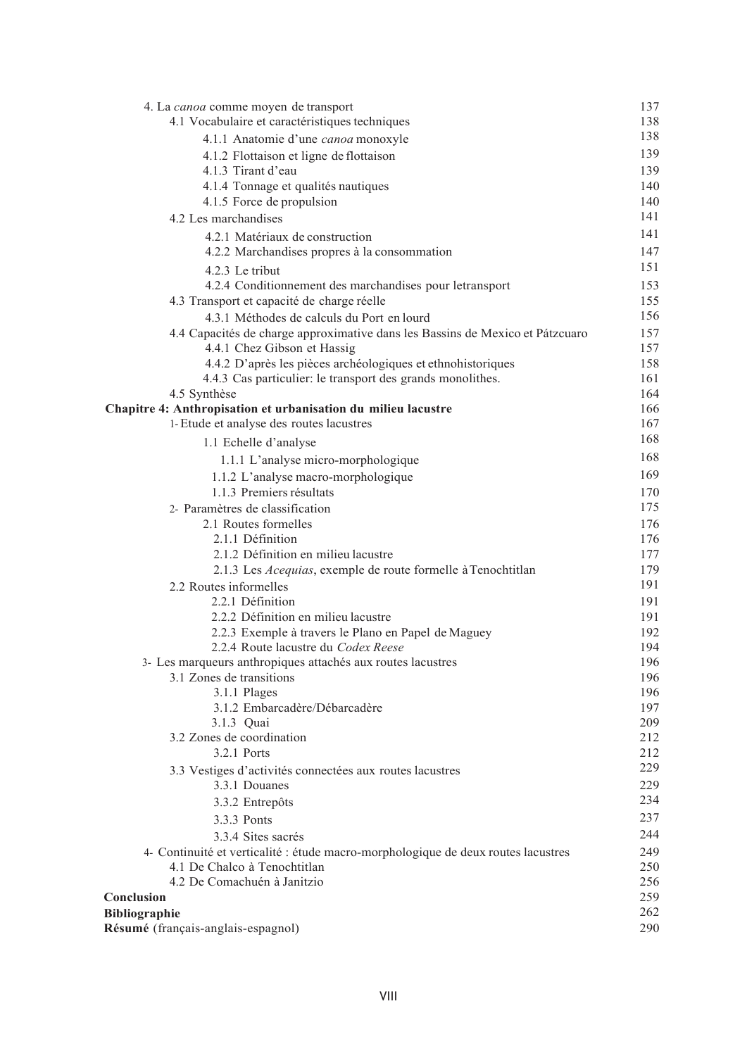| | |
|---|---|
| 4. La *canoa* comme moyen de transport | 137 |
| 4.1 Vocabulaire et caractéristiques techniques | 138 |
| 4.1.1 Anatomie d'une *canoa* monoxyle | 138 |
| 4.1.2 Flottaison et ligne de flottaison | 139 |
| 4.1.3 Tirant d'eau | 139 |
| 4.1.4 Tonnage et qualités nautiques | 140 |
| 4.1.5 Force de propulsion | 140 |
| 4.2 Les marchandises | 141 |
| 4.2.1 Matériaux de construction | 141 |
| 4.2.2 Marchandises propres à la consommation | 147 |
| 4.2.3 Le tribut | 151 |
| 4.2.4 Conditionnement des marchandises pour letransport | 153 |
| 4.3 Transport et capacité de charge réelle | 155 |
| 4.3.1 Méthodes de calculs du Port en lourd | 156 |
| 4.4 Capacités de charge approximative dans les Bassins de Mexico et Pátzcuaro | 157 |
| 4.4.1 Chez Gibson et Hassig | 157 |
| 4.4.2 D'après les pièces archéologiques et ethnohistoriques | 158 |
| 4.4.3 Cas particulier: le transport des grands monolithes. | 161 |
| 4.5 Synthèse | 164 |
| **Chapitre 4: Anthropisation et urbanisation du milieu lacustre** | **166** |
| 1- Etude et analyse des routes lacustres | 167 |
| 1.1 Echelle d'analyse | 168 |
| 1.1.1 L'analyse micro-morphologique | 168 |
| 1.1.2 L'analyse macro-morphologique | 169 |
| 1.1.3 Premiers résultats | 170 |
| 2- Paramètres de classification | 175 |
| 2.1 Routes formelles | 176 |
| 2.1.1 Définition | 176 |
| 2.1.2 Définition en milieu lacustre | 177 |
| 2.1.3 Les *Acequias*, exemple de route formelle à Tenochtitlan | 179 |
| 2.2 Routes informelles | 191 |
| 2.2.1 Définition | 191 |
| 2.2.2 Définition en milieu lacustre | 191 |
| 2.2.3 Exemple à travers le Plano en Papel de Maguey | 192 |
| 2.2.4 Route lacustre du *Codex Reese* | 194 |
| 3- Les marqueurs anthropiques attachés aux routes lacustres | 196 |
| 3.1 Zones de transitions | 196 |
| 3.1.1 Plages | 196 |
| 3.1.2 Embarcadère/Débarcadère | 197 |
| 3.1.3 Quai | 209 |
| 3.2 Zones de coordination | 212 |
| 3.2.1 Ports | 212 |
| 3.3 Vestiges d'activités connectées aux routes lacustres | 229 |
| 3.3.1 Douanes | 229 |
| 3.3.2 Entrepôts | 234 |
| 3.3.3 Ponts | 237 |
| 3.3.4 Sites sacrés | 244 |
| 4- Continuité et verticalité : étude macro-morphologique de deux routes lacustres | 249 |
| 4.1 De Chalco à Tenochtitlan | 250 |
| 4.2 De Comachuén à Janitzio | 256 |
| **Conclusion** | 259 |
| **Bibliographie** | 262 |
| **Résumé** (français-anglais-espagnol) | 290 |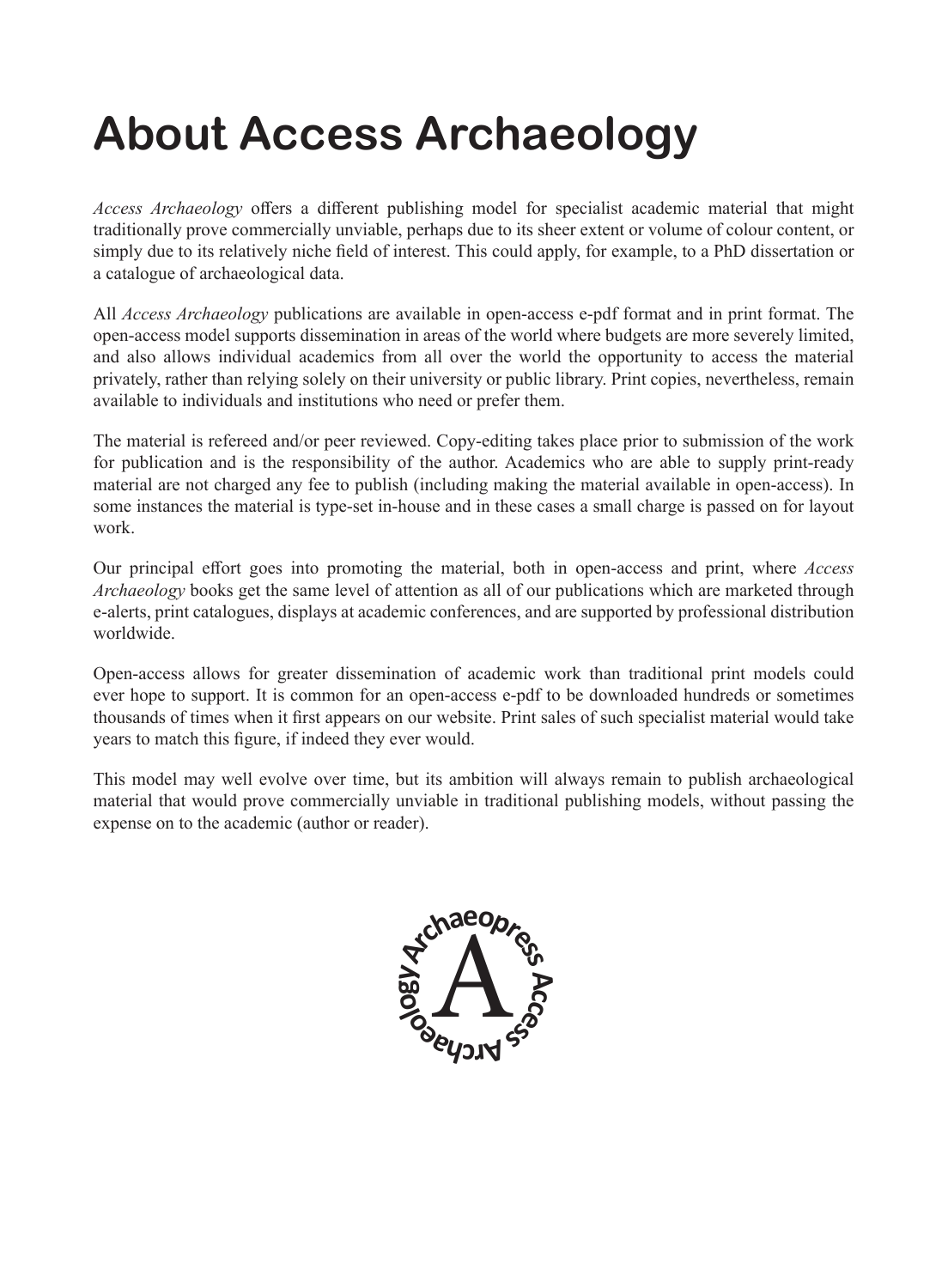# About Access Archaeology

*Access Archaeology* offers a different publishing model for specialist academic material that might traditionally prove commercially unviable, perhaps due to its sheer extent or volume of colour content, or simply due to its relatively niche field of interest. This could apply, for example, to a PhD dissertation or a catalogue of archaeological data.

All *Access Archaeology* publications are available in open-access e-pdf format and in print format. The open-access model supports dissemination in areas of the world where budgets are more severely limited, and also allows individual academics from all over the world the opportunity to access the material privately, rather than relying solely on their university or public library. Print copies, nevertheless, remain available to individuals and institutions who need or prefer them.

The material is refereed and/or peer reviewed. Copy-editing takes place prior to submission of the work for publication and is the responsibility of the author. Academics who are able to supply print-ready material are not charged any fee to publish (including making the material available in open-access). In some instances the material is type-set in-house and in these cases a small charge is passed on for layout work.

Our principal effort goes into promoting the material, both in open-access and print, where *Access Archaeology* books get the same level of attention as all of our publications which are marketed through e-alerts, print catalogues, displays at academic conferences, and are supported by professional distribution worldwide.

Open-access allows for greater dissemination of academic work than traditional print models could ever hope to support. It is common for an open-access e-pdf to be downloaded hundreds or sometimes thousands of times when it first appears on our website. Print sales of such specialist material would take years to match this figure, if indeed they ever would.

This model may well evolve over time, but its ambition will always remain to publish archaeological material that would prove commercially unviable in traditional publishing models, without passing the expense on to the academic (author or reader).

Archaeopress Access Archaeology

A